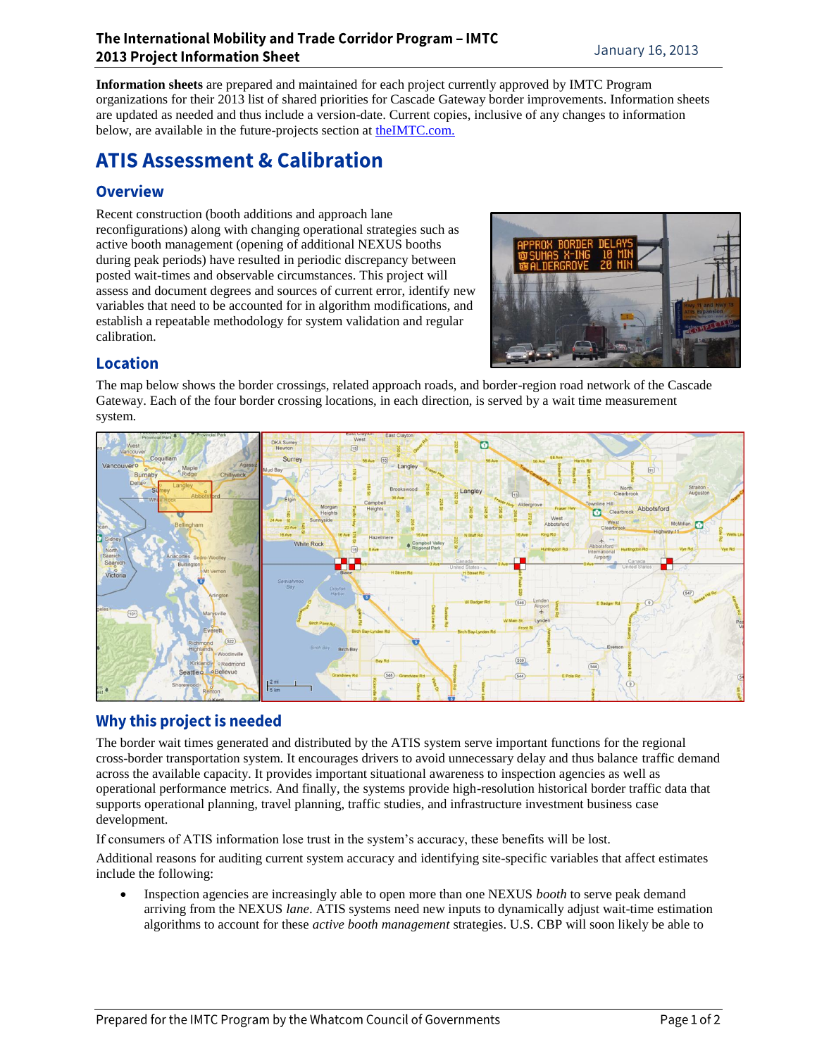**Information sheets** are prepared and maintained for each project currently approved by IMTC Program organizations for their 2013 list of shared priorities for Cascade Gateway border improvements. Information sheets are updated as needed and thus include a version-date. Current copies, inclusive of any changes to information below, are available in the future-projects section at theIMTC.com.

# ATIS Assessment & Calibration

## Overview

Recent construction (booth additions and approach lane reconfigurations) along with changing operational strategies such as active booth management (opening of additional NEXUS booths during peak periods) have resulted in periodic discrepancy between posted wait-times and observable circumstances. This project will assess and document degrees and sources of current error, identify new variables that need to be accounted for in algorithm modifications, and establish a repeatable methodology for system validation and regular calibration.

## Location

The map below shows the border crossings, related approach roads, and border-region road network of the Cascade Gateway. Each of the four border crossing locations, in each direction, is served by a wait time measurement system.

## Why this project is needed

The border wait times generated and distributed by the ATIS system serve important functions for the regional cross-border transportation system. It encourages drivers to avoid unnecessary delay and thus balance traffic demand across the available capacity. It provides important situational awareness to inspection agencies as well as operational performance metrics. And finally, the systems provide high-resolution historical border traffic data that supports operational planning, travel planning, traffic studies, and infrastructure investment business case development.

If consumers of ATIS information lose trust in the system's accuracy, these benefits will be lost.

Additional reasons for auditing current system accuracy and identifying site-specific variables that affect estimates include the following:

- Inspection agencies are increasingly able to open more than one NEXUS *booth* to serve peak demand arriving from the NEXUS *lane*. ATIS systems need new inputs to dynamically adjust wait-time estimation algorithms to account for these *active booth management* strategies. U.S. CBP will soon likely be able to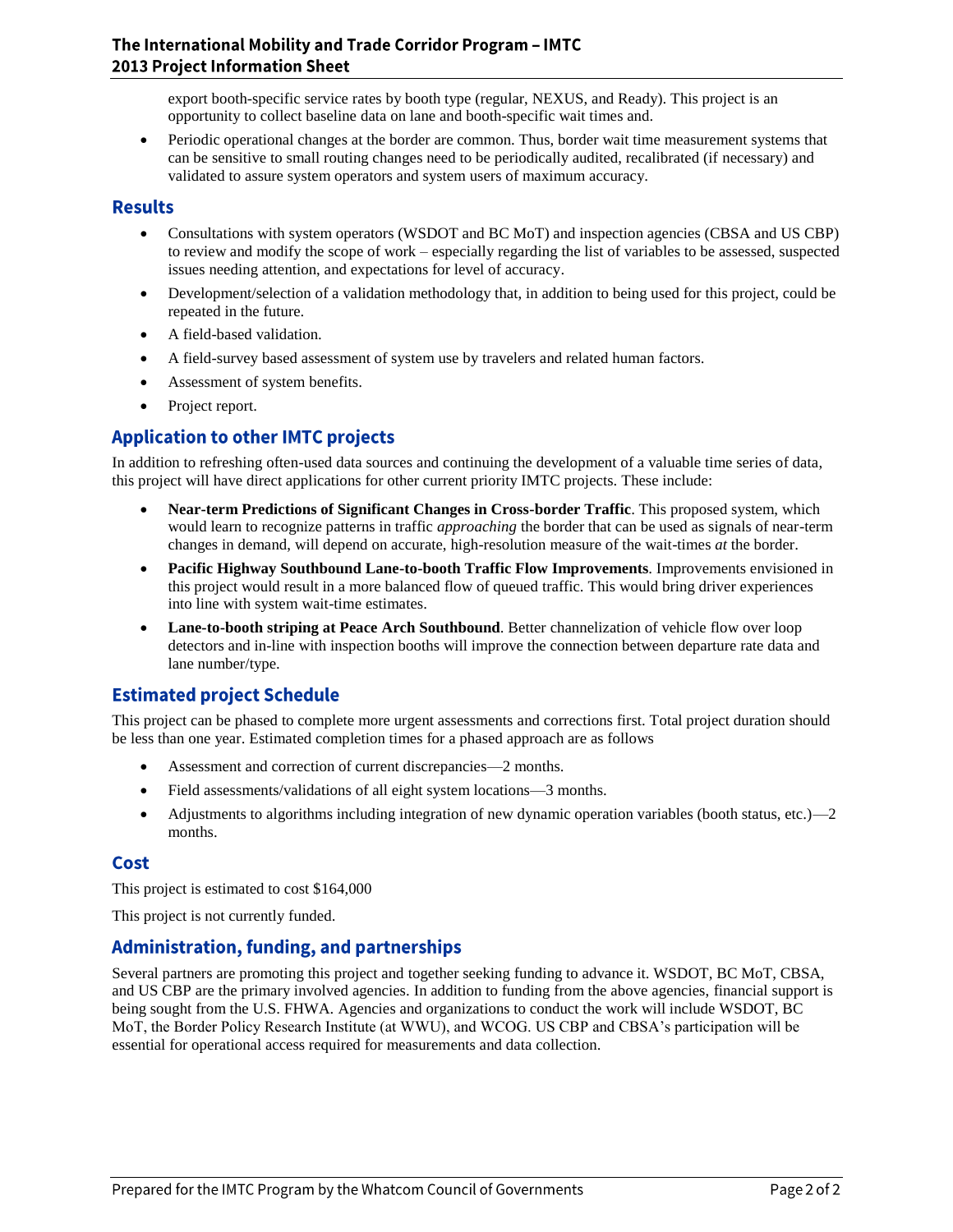export booth-specific service rates by booth type (regular, NEXUS, and Ready). This project is an opportunity to collect baseline data on lane and booth-specific wait times and.

- Periodic operational changes at the border are common. Thus, border wait time measurement systems that can be sensitive to small routing changes need to be periodically audited, recalibrated (if necessary) and validated to assure system operators and system users of maximum accuracy.

## Results

- Consultations with system operators (WSDOT and BC MoT) and inspection agencies (CBSA and US CBP) to review and modify the scope of work – especially regarding the list of variables to be assessed, suspected issues needing attention, and expectations for level of accuracy.
- Development/selection of a validation methodology that, in addition to being used for this project, could be repeated in the future.
- A field-based validation.
- A field-survey based assessment of system use by travelers and related human factors.
- Assessment of system benefits.
- Project report.

## Application to other IMTC projects

In addition to refreshing often-used data sources and continuing the development of a valuable time series of data, this project will have direct applications for other current priority IMTC projects. These include:

- **Near-term Predictions of Significant Changes in Cross-border Traffic**. This proposed system, which would learn to recognize patterns in traffic *approaching* the border that can be used as signals of near-term changes in demand, will depend on accurate, high-resolution measure of the wait-times *at* the border.
- **Pacific Highway Southbound Lane-to-booth Traffic Flow Improvements**. Improvements envisioned in this project would result in a more balanced flow of queued traffic. This would bring driver experiences into line with system wait-time estimates.
- **Lane-to-booth striping at Peace Arch Southbound**. Better channelization of vehicle flow over loop detectors and in-line with inspection booths will improve the connection between departure rate data and lane number/type.

## Estimated project Schedule

This project can be phased to complete more urgent assessments and corrections first. Total project duration should be less than one year. Estimated completion times for a phased approach are as follows

- Assessment and correction of current discrepancies—2 months.
- Field assessments/validations of all eight system locations—3 months.
- Adjustments to algorithms including integration of new dynamic operation variables (booth status, etc.)—2 months.

## Cost

This project is estimated to cost $164,000

This project is not currently funded.

## Administration, funding, and partnerships

Several partners are promoting this project and together seeking funding to advance it. WSDOT, BC MoT, CBSA, and US CBP are the primary involved agencies. In addition to funding from the above agencies, financial support is being sought from the U.S. FHWA. Agencies and organizations to conduct the work will include WSDOT, BC MoT, the Border Policy Research Institute (at WWU), and WCOG. US CBP and CBSA's participation will be essential for operational access required for measurements and data collection.